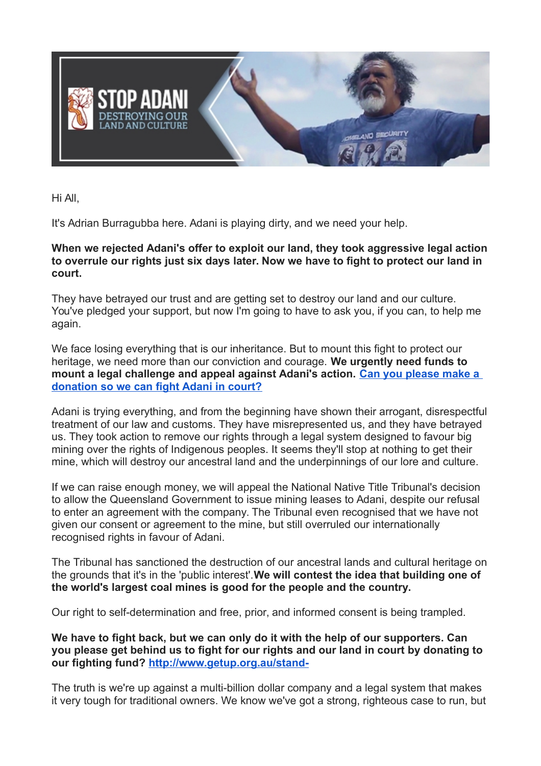STOP ADANI
DESTROYING OUR LAND AND CULTURE

Hi All,

It's Adrian Burragubba here. Adani is playing dirty, and we need your help.

**When we rejected Adani's offer to exploit our land, they took aggressive legal action to overrule our rights just six days later. Now we have to fight to protect our land in court.**

They have betrayed our trust and are getting set to destroy our land and our culture. You've pledged your support, but now I'm going to have to ask you, if you can, to help me again.

We face losing everything that is our inheritance. But to mount this fight to protect our heritage, we need more than our conviction and courage. **We urgently need funds to mount a legal challenge and appeal against Adani's action.** [Can you please make a donation so we can fight Adani in court?]()

Adani is trying everything, and from the beginning have shown their arrogant, disrespectful treatment of our law and customs. They have misrepresented us, and they have betrayed us. They took action to remove our rights through a legal system designed to favour big mining over the rights of Indigenous peoples. It seems they'll stop at nothing to get their mine, which will destroy our ancestral land and the underpinnings of our lore and culture.

If we can raise enough money, we will appeal the National Native Title Tribunal's decision to allow the Queensland Government to issue mining leases to Adani, despite our refusal to enter an agreement with the company. The Tribunal even recognised that we have not given our consent or agreement to the mine, but still overruled our internationally recognised rights in favour of Adani.

The Tribunal has sanctioned the destruction of our ancestral lands and cultural heritage on the grounds that it's in the 'public interest'.**We will contest the idea that building one of the world's largest coal mines is good for the people and the country.**

Our right to self-determination and free, prior, and informed consent is being trampled.

**We have to fight back, but we can only do it with the help of our supporters. Can you please get behind us to fight for our rights and our land in court by donating to our fighting fund? [http://www.getup.org.au/stand-](http://www.getup.org.au/stand-)**

The truth is we're up against a multi-billion dollar company and a legal system that makes it very tough for traditional owners. We know we've got a strong, righteous case to run, but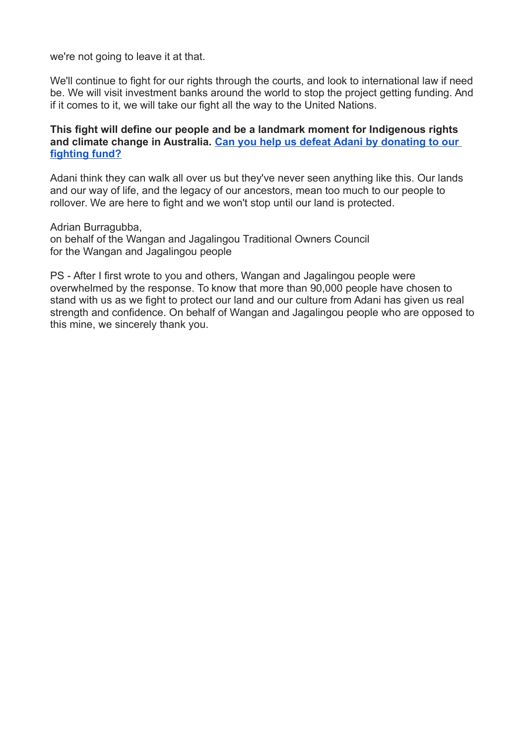we're not going to leave it at that.

We'll continue to fight for our rights through the courts, and look to international law if need be. We will visit investment banks around the world to stop the project getting funding. And if it comes to it, we will take our fight all the way to the United Nations.

**This fight will define our people and be a landmark moment for Indigenous rights and climate change in Australia. Can you help us defeat Adani by donating to our fighting fund?**

Adani think they can walk all over us but they've never seen anything like this. Our lands and our way of life, and the legacy of our ancestors, mean too much to our people to rollover. We are here to fight and we won't stop until our land is protected.

Adrian Burragubba,
on behalf of the Wangan and Jagalingou Traditional Owners Council
for the Wangan and Jagalingou people

PS - After I first wrote to you and others, Wangan and Jagalingou people were overwhelmed by the response. To know that more than 90,000 people have chosen to stand with us as we fight to protect our land and our culture from Adani has given us real strength and confidence. On behalf of Wangan and Jagalingou people who are opposed to this mine, we sincerely thank you.